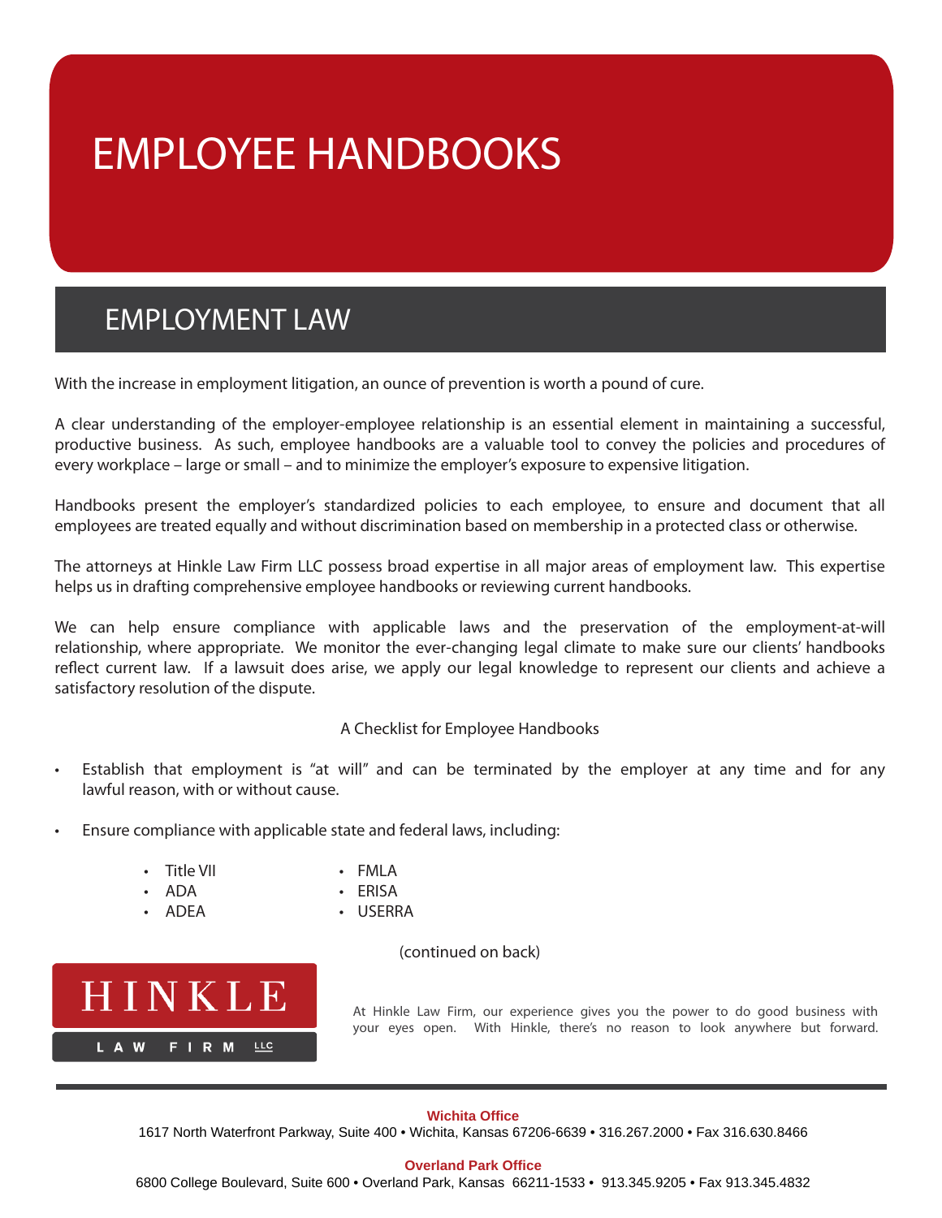# EMPLOYEE HANDBOOKS

## EMPLOYMENT LAW

With the increase in employment litigation, an ounce of prevention is worth a pound of cure.

A clear understanding of the employer-employee relationship is an essential element in maintaining a successful, productive business. As such, employee handbooks are a valuable tool to convey the policies and procedures of every workplace – large or small – and to minimize the employer's exposure to expensive litigation.

Handbooks present the employer's standardized policies to each employee, to ensure and document that all employees are treated equally and without discrimination based on membership in a protected class or otherwise.

The attorneys at Hinkle Law Firm LLC possess broad expertise in all major areas of employment law. This expertise helps us in drafting comprehensive employee handbooks or reviewing current handbooks.

We can help ensure compliance with applicable laws and the preservation of the employment-at-will relationship, where appropriate. We monitor the ever-changing legal climate to make sure our clients' handbooks reflect current law. If a lawsuit does arise, we apply our legal knowledge to represent our clients and achieve a satisfactory resolution of the dispute.

A Checklist for Employee Handbooks

- Establish that employment is "at will" and can be terminated by the employer at any time and for any lawful reason, with or without cause.
- Ensure compliance with applicable state and federal laws, including:
  - Title VII
  - ADA
  - ADEA
  - FMLA
  - ERISA
  - USERRA

(continued on back)

HINKLE LAW FIRM LLC

At Hinkle Law Firm, our experience gives you the power to do good business with your eyes open. With Hinkle, there's no reason to look anywhere but forward.

**Wichita Office**
1617 North Waterfront Parkway, Suite 400 • Wichita, Kansas 67206-6639 • 316.267.2000 • Fax 316.630.8466

**Overland Park Office**
6800 College Boulevard, Suite 600 • Overland Park, Kansas 66211-1533 • 913.345.9205 • Fax 913.345.4832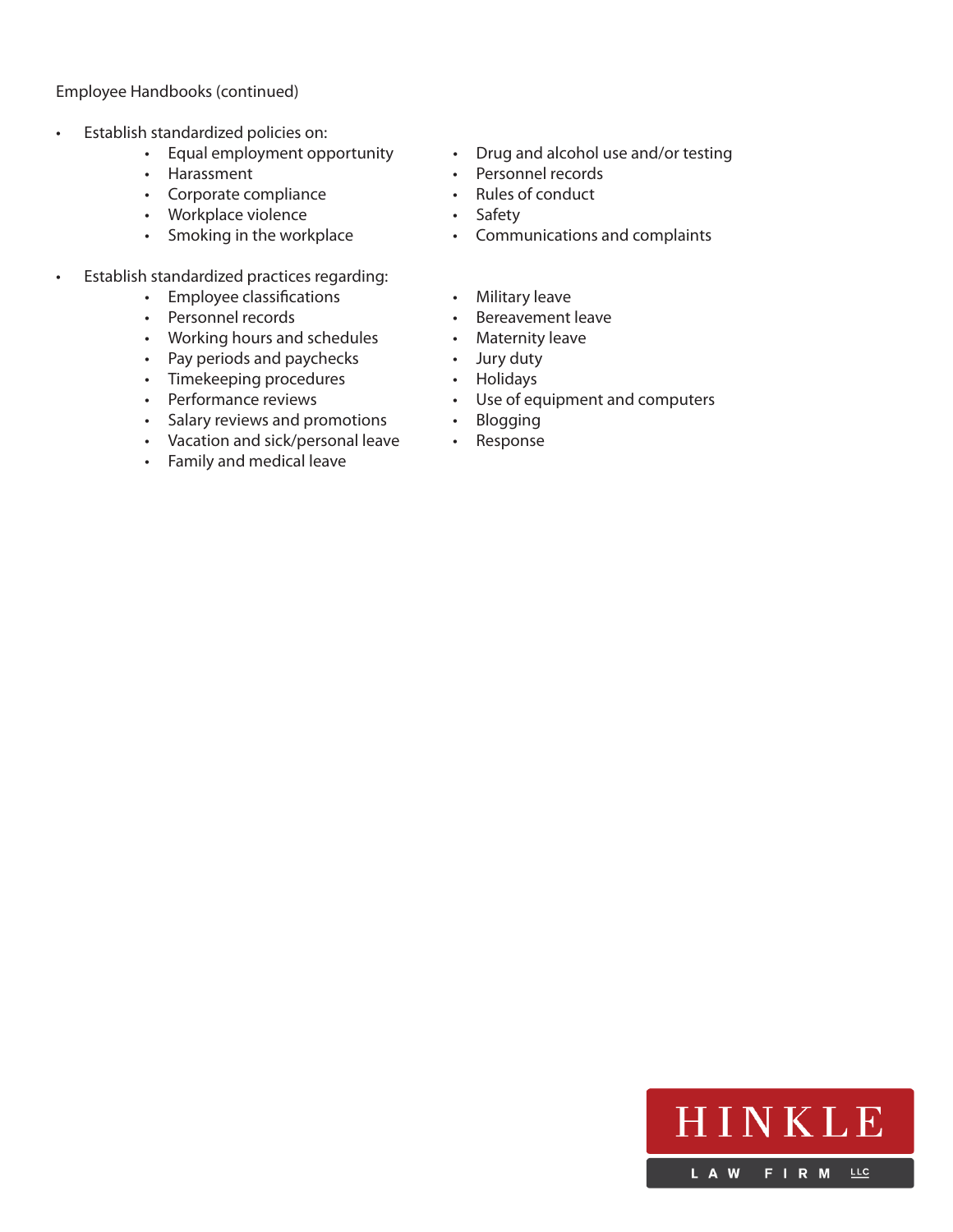Employee Handbooks (continued)

- Establish standardized policies on:
  - Equal employment opportunity
  - Harassment
  - Corporate compliance
  - Workplace violence
  - Smoking in the workplace
  - Drug and alcohol use and/or testing
  - Personnel records
  - Rules of conduct
  - Safety
  - Communications and complaints
- Establish standardized practices regarding:
  - Employee classifications
  - Personnel records
  - Working hours and schedules
  - Pay periods and paychecks
  - Timekeeping procedures
  - Performance reviews
  - Salary reviews and promotions
  - Vacation and sick/personal leave
  - Family and medical leave
  - Military leave
  - Bereavement leave
  - Maternity leave
  - Jury duty
  - Holidays
  - Use of equipment and computers
  - Blogging
  - Response

HINKLE LAW FIRM LLC